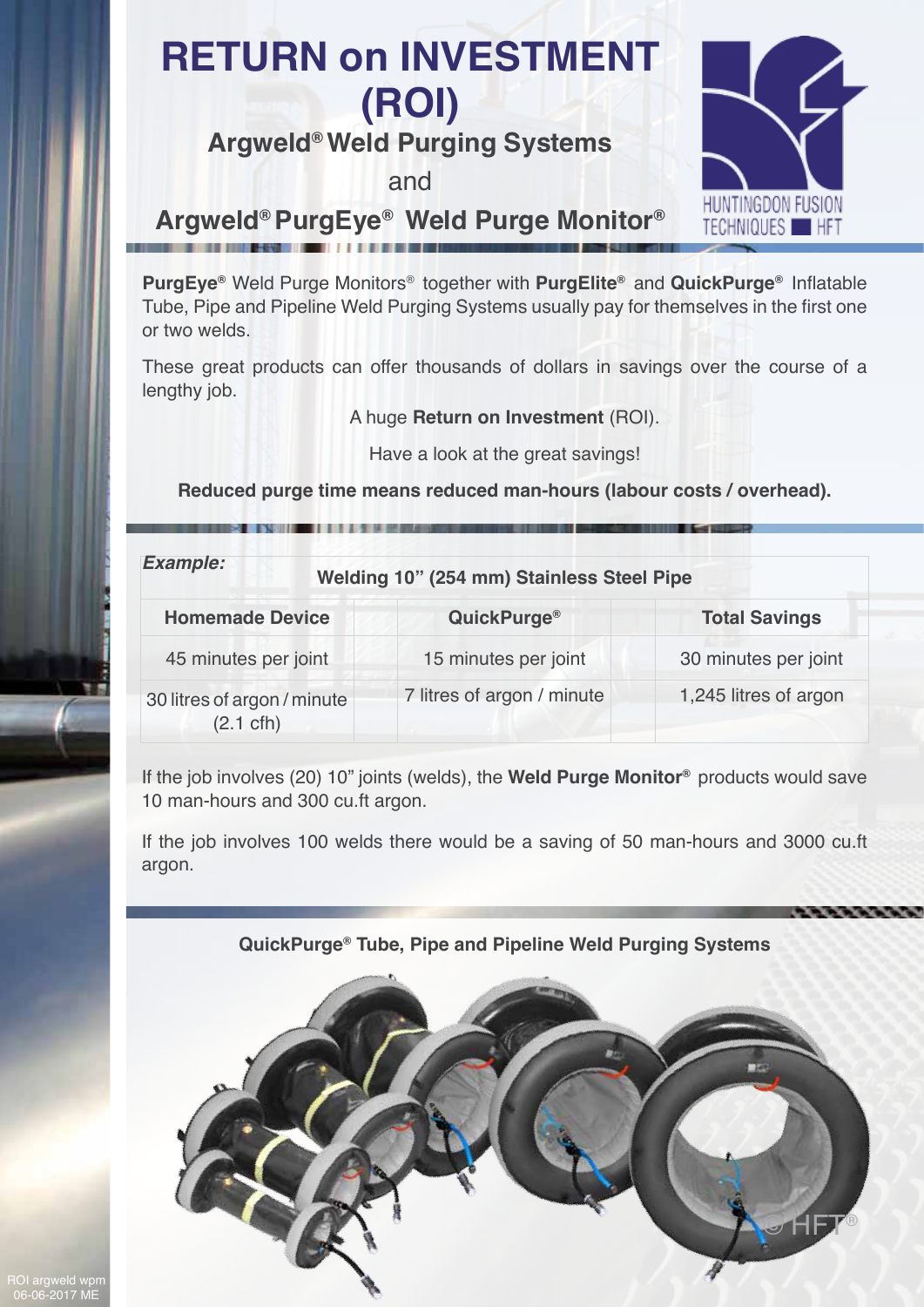# RETURN on INVESTMENT (ROI)

## Argweld® Weld Purging Systems

and

## Argweld® PurgEye® Weld Purge Monitor®

HUNTINGDON FUSION TECHNIQUES HFT

**PurgEye®** Weld Purge Monitors® together with **PurgElite®** and **QuickPurge®** Inflatable Tube, Pipe and Pipeline Weld Purging Systems usually pay for themselves in the first one or two welds.

These great products can offer thousands of dollars in savings over the course of a lengthy job.

A huge **Return on Investment** (ROI).

Have a look at the great savings!

**Reduced purge time means reduced man-hours (labour costs / overhead).**

***Example:***

**Welding 10" (254 mm) Stainless Steel Pipe**

| Homemade Device | QuickPurge® | Total Savings |
|---|---|---|
| 45 minutes per joint | 15 minutes per joint | 30 minutes per joint |
| 30 litres of argon / minute (2.1 cfh) | 7 litres of argon / minute | 1,245 litres of argon |

If the job involves (20) 10" joints (welds), the **Weld Purge Monitor®** products would save 10 man-hours and 300 cu.ft argon.

If the job involves 100 welds there would be a saving of 50 man-hours and 3000 cu.ft argon.

**QuickPurge® Tube, Pipe and Pipeline Weld Purging Systems**

© HFT®

ROI argweld wpm 06-06-2017 ME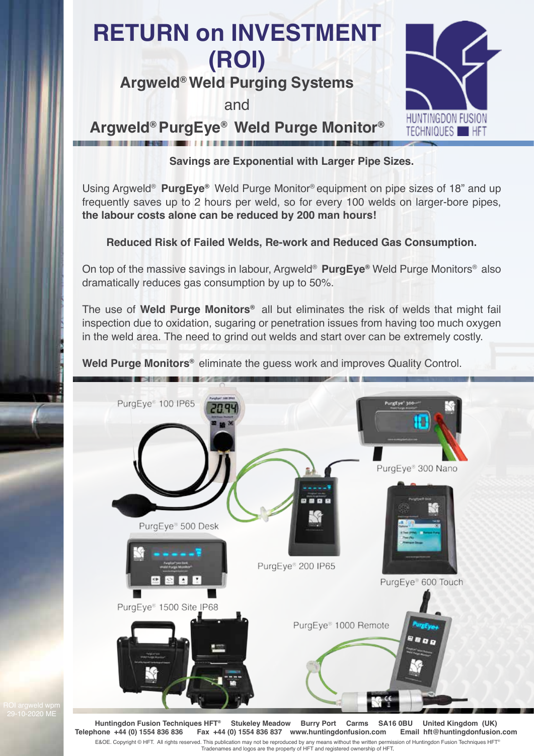# RETURN on INVESTMENT (ROI)

## Argweld® Weld Purging Systems

and

## Argweld® PurgEye® Weld Purge Monitor®

HUNTINGDON FUSION TECHNIQUES HFT

**Savings are Exponential with Larger Pipe Sizes.**

Using Argweld® **PurgEye®** Weld Purge Monitor® equipment on pipe sizes of 18" and up frequently saves up to 2 hours per weld, so for every 100 welds on larger-bore pipes, **the labour costs alone can be reduced by 200 man hours!**

**Reduced Risk of Failed Welds, Re-work and Reduced Gas Consumption.**

On top of the massive savings in labour, Argweld® **PurgEye®** Weld Purge Monitors® also dramatically reduces gas consumption by up to 50%.

The use of **Weld Purge Monitors®** all but eliminates the risk of welds that might fail inspection due to oxidation, sugaring or penetration issues from having too much oxygen in the weld area. The need to grind out welds and start over can be extremely costly.

**Weld Purge Monitors®** eliminate the guess work and improves Quality Control.

PurgEye® 100 IP65

PurgEye® 300 Nano

PurgEye® 500 Desk

PurgEye® 200 IP65

PurgEye® 600 Touch

PurgEye® 1500 Site IP68

PurgEye® 1000 Remote

ROI argweld wpm
29-10-2020 ME

Huntingdon Fusion Techniques HFT® Stukeley Meadow Burry Port Carms SA16 0BU United Kingdom (UK)
Telephone +44 (0) 1554 836 836 Fax +44 (0) 1554 836 837 www.huntingdonfusion.com Email hft@huntingdonfusion.com

E&OE. Copyright © HFT. All rights reserved. This publication may not be reproduced by any means without the written permission of Huntingdon Fusion Techniques HFT®
Tradenames and logos are the property of HFT and registered ownership of HFT.